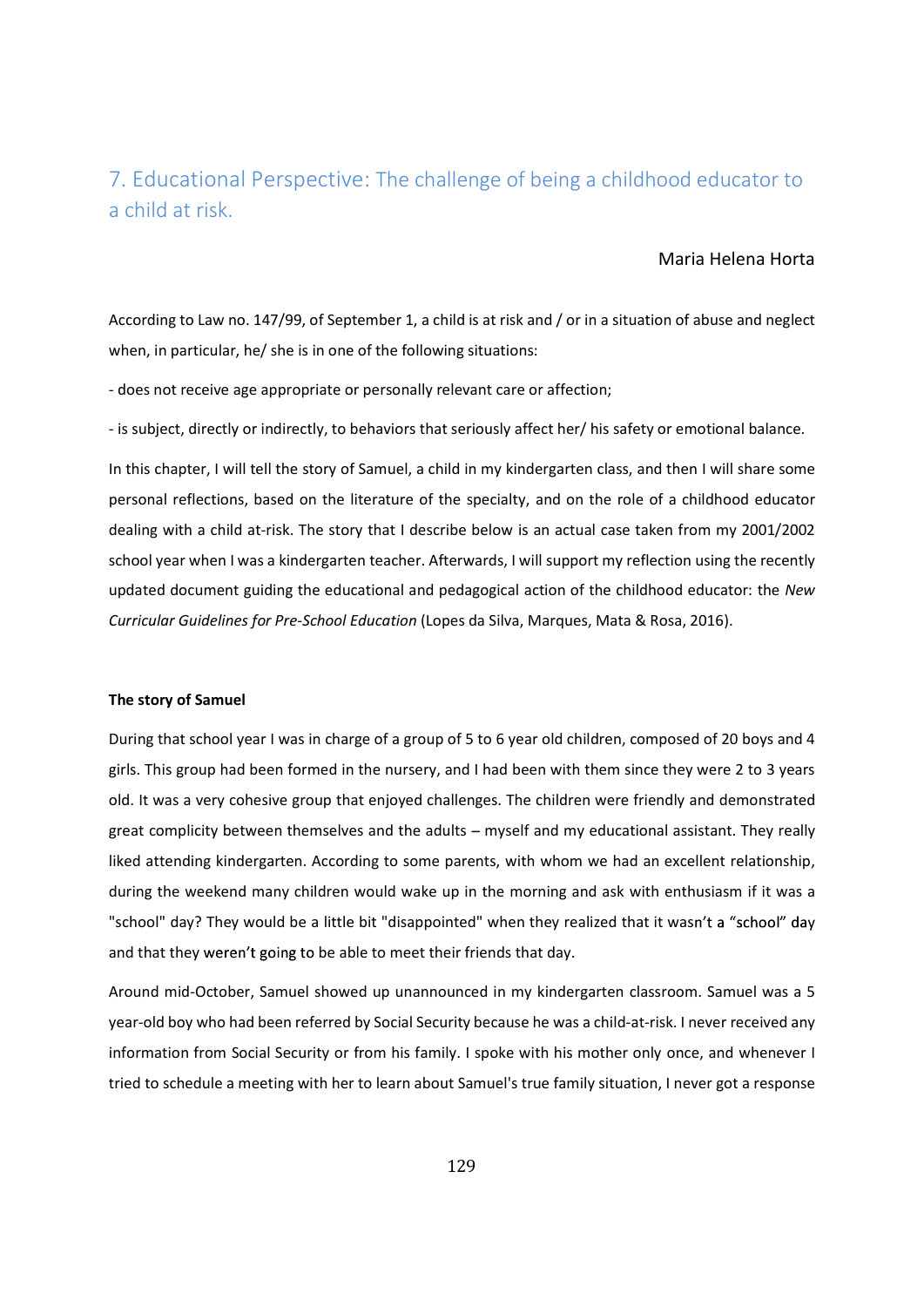# 7. Educational Perspective: The challenge of being a childhood educator to a child at risk.

Maria Helena Horta

According to Law no. 147/99, of September 1, a child is at risk and / or in a situation of abuse and neglect when, in particular, he/ she is in one of the following situations:

- does not receive age appropriate or personally relevant care or affection;

- is subject, directly or indirectly, to behaviors that seriously affect her/ his safety or emotional balance.

In this chapter, I will tell the story of Samuel, a child in my kindergarten class, and then I will share some personal reflections, based on the literature of the specialty, and on the role of a childhood educator dealing with a child at-risk. The story that I describe below is an actual case taken from my 2001/2002 school year when I was a kindergarten teacher. Afterwards, I will support my reflection using the recently updated document guiding the educational and pedagogical action of the childhood educator: the *New Curricular Guidelines for Pre-School Education* (Lopes da Silva, Marques, Mata & Rosa, 2016).

**The story of Samuel**

During that school year I was in charge of a group of 5 to 6 year old children, composed of 20 boys and 4 girls. This group had been formed in the nursery, and I had been with them since they were 2 to 3 years old. It was a very cohesive group that enjoyed challenges. The children were friendly and demonstrated great complicity between themselves and the adults – myself and my educational assistant. They really liked attending kindergarten. According to some parents, with whom we had an excellent relationship, during the weekend many children would wake up in the morning and ask with enthusiasm if it was a "school" day? They would be a little bit "disappointed" when they realized that it wasn't a "school" day and that they weren't going to be able to meet their friends that day.

Around mid-October, Samuel showed up unannounced in my kindergarten classroom. Samuel was a 5 year-old boy who had been referred by Social Security because he was a child-at-risk. I never received any information from Social Security or from his family. I spoke with his mother only once, and whenever I tried to schedule a meeting with her to learn about Samuel's true family situation, I never got a response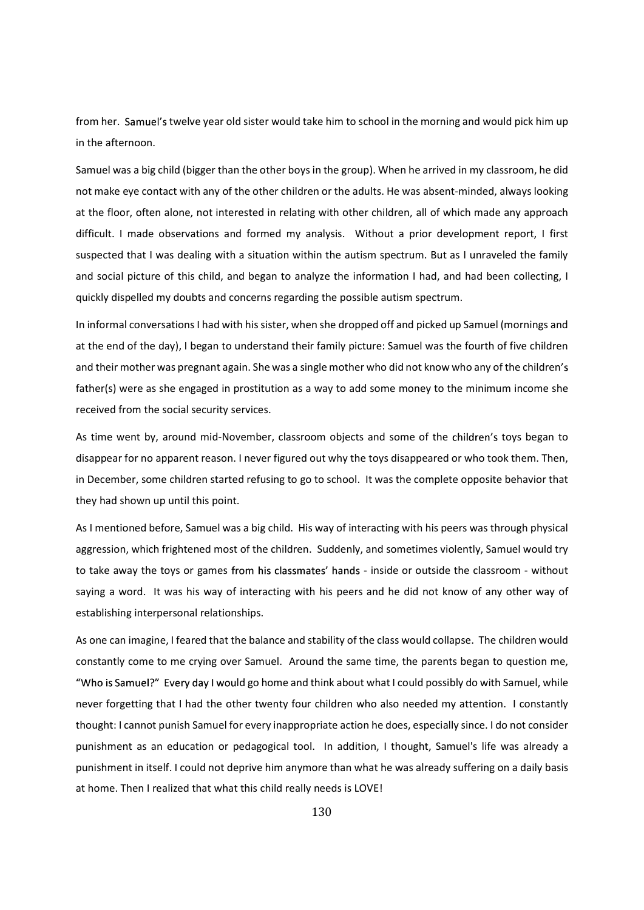from her. Samuel's twelve year old sister would take him to school in the morning and would pick him up in the afternoon.

Samuel was a big child (bigger than the other boys in the group). When he arrived in my classroom, he did not make eye contact with any of the other children or the adults. He was absent-minded, always looking at the floor, often alone, not interested in relating with other children, all of which made any approach difficult. I made observations and formed my analysis. Without a prior development report, I first suspected that I was dealing with a situation within the autism spectrum. But as I unraveled the family and social picture of this child, and began to analyze the information I had, and had been collecting, I quickly dispelled my doubts and concerns regarding the possible autism spectrum.

In informal conversations I had with his sister, when she dropped off and picked up Samuel (mornings and at the end of the day), I began to understand their family picture: Samuel was the fourth of five children and their mother was pregnant again. She was a single mother who did not know who any of the children's father(s) were as she engaged in prostitution as a way to add some money to the minimum income she received from the social security services.

As time went by, around mid-November, classroom objects and some of the children's toys began to disappear for no apparent reason. I never figured out why the toys disappeared or who took them. Then, in December, some children started refusing to go to school. It was the complete opposite behavior that they had shown up until this point.

As I mentioned before, Samuel was a big child. His way of interacting with his peers was through physical aggression, which frightened most of the children. Suddenly, and sometimes violently, Samuel would try to take away the toys or games from his classmates' hands - inside or outside the classroom - without saying a word. It was his way of interacting with his peers and he did not know of any other way of establishing interpersonal relationships.

As one can imagine, I feared that the balance and stability of the class would collapse. The children would constantly come to me crying over Samuel. Around the same time, the parents began to question me, "Who is Samuel?" Every day I would go home and think about what I could possibly do with Samuel, while never forgetting that I had the other twenty four children who also needed my attention. I constantly thought: I cannot punish Samuel for every inappropriate action he does, especially since. I do not consider punishment as an education or pedagogical tool. In addition, I thought, Samuel's life was already a punishment in itself. I could not deprive him anymore than what he was already suffering on a daily basis at home. Then I realized that what this child really needs is LOVE!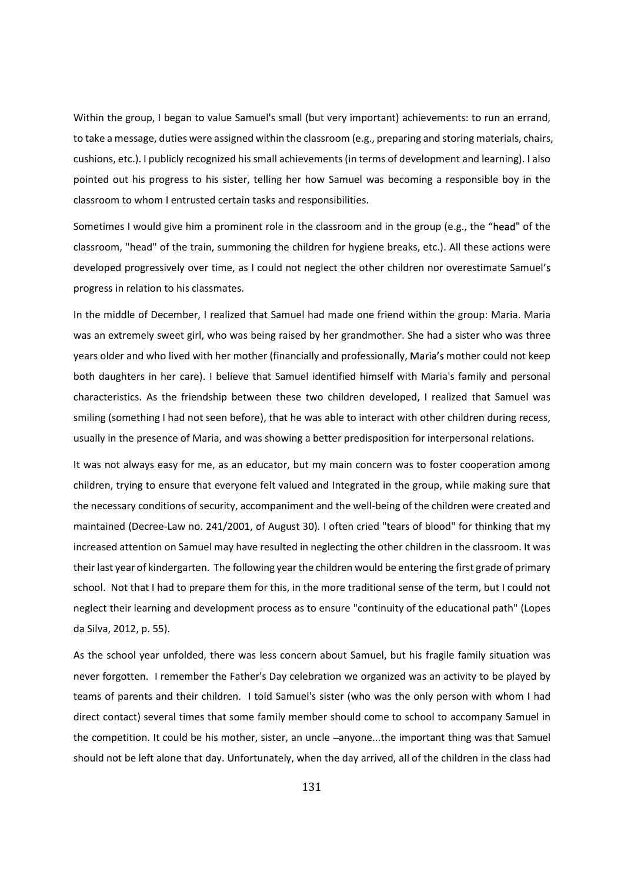Within the group, I began to value Samuel's small (but very important) achievements: to run an errand, to take a message, duties were assigned within the classroom (e.g., preparing and storing materials, chairs, cushions, etc.). I publicly recognized his small achievements (in terms of development and learning). I also pointed out his progress to his sister, telling her how Samuel was becoming a responsible boy in the classroom to whom I entrusted certain tasks and responsibilities.

Sometimes I would give him a prominent role in the classroom and in the group (e.g., the "head" of the classroom, "head" of the train, summoning the children for hygiene breaks, etc.). All these actions were developed progressively over time, as I could not neglect the other children nor overestimate Samuel's progress in relation to his classmates.

In the middle of December, I realized that Samuel had made one friend within the group: Maria. Maria was an extremely sweet girl, who was being raised by her grandmother. She had a sister who was three years older and who lived with her mother (financially and professionally, Maria's mother could not keep both daughters in her care). I believe that Samuel identified himself with Maria's family and personal characteristics. As the friendship between these two children developed, I realized that Samuel was smiling (something I had not seen before), that he was able to interact with other children during recess, usually in the presence of Maria, and was showing a better predisposition for interpersonal relations.

It was not always easy for me, as an educator, but my main concern was to foster cooperation among children, trying to ensure that everyone felt valued and Integrated in the group, while making sure that the necessary conditions of security, accompaniment and the well-being of the children were created and maintained (Decree-Law no. 241/2001, of August 30). I often cried "tears of blood" for thinking that my increased attention on Samuel may have resulted in neglecting the other children in the classroom. It was their last year of kindergarten. The following year the children would be entering the first grade of primary school. Not that I had to prepare them for this, in the more traditional sense of the term, but I could not neglect their learning and development process as to ensure "continuity of the educational path" (Lopes da Silva, 2012, p. 55).

As the school year unfolded, there was less concern about Samuel, but his fragile family situation was never forgotten. I remember the Father's Day celebration we organized was an activity to be played by teams of parents and their children. I told Samuel's sister (who was the only person with whom I had direct contact) several times that some family member should come to school to accompany Samuel in the competition. It could be his mother, sister, an uncle –anyone...the important thing was that Samuel should not be left alone that day. Unfortunately, when the day arrived, all of the children in the class had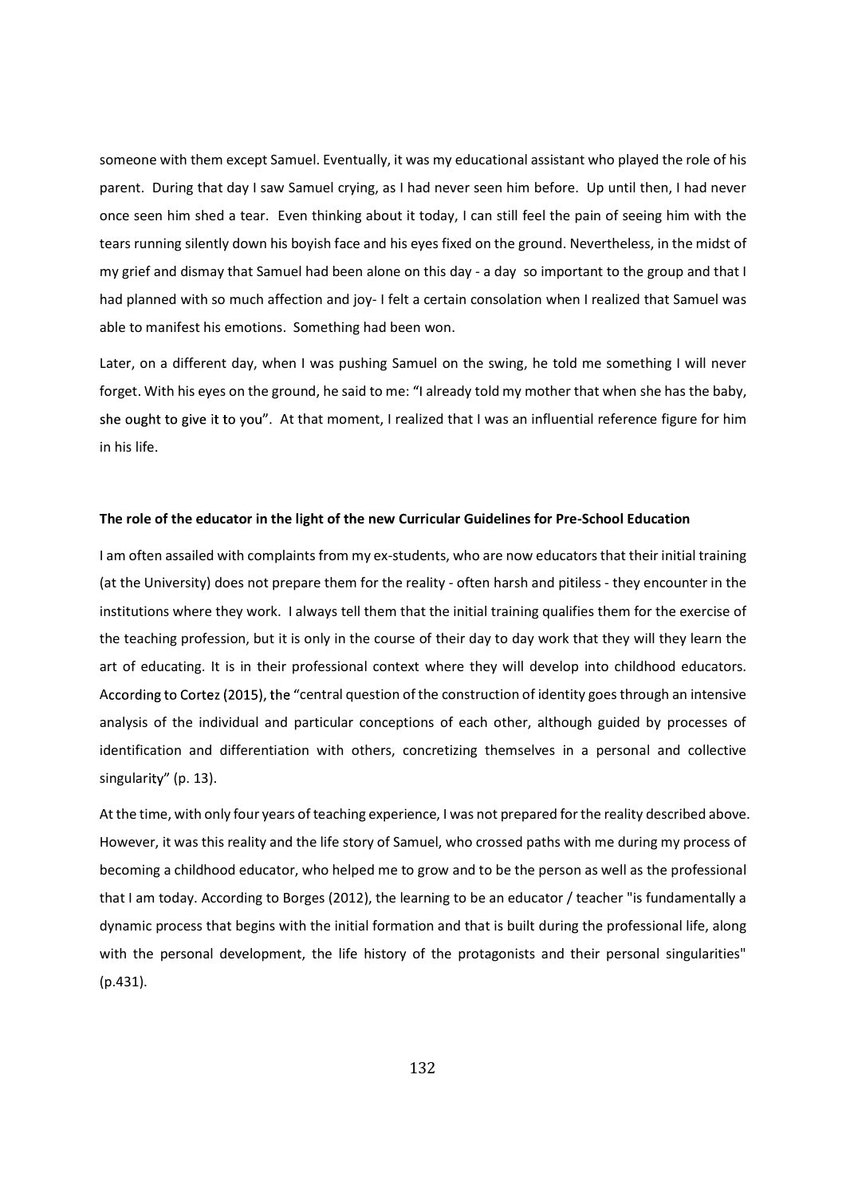someone with them except Samuel. Eventually, it was my educational assistant who played the role of his parent. During that day I saw Samuel crying, as I had never seen him before. Up until then, I had never once seen him shed a tear. Even thinking about it today, I can still feel the pain of seeing him with the tears running silently down his boyish face and his eyes fixed on the ground. Nevertheless, in the midst of my grief and dismay that Samuel had been alone on this day - a day so important to the group and that I had planned with so much affection and joy- I felt a certain consolation when I realized that Samuel was able to manifest his emotions. Something had been won.

Later, on a different day, when I was pushing Samuel on the swing, he told me something I will never forget. With his eyes on the ground, he said to me: "I already told my mother that when she has the baby, she ought to give it to you". At that moment, I realized that I was an influential reference figure for him in his life.

**The role of the educator in the light of the new Curricular Guidelines for Pre-School Education**

I am often assailed with complaints from my ex-students, who are now educators that their initial training (at the University) does not prepare them for the reality - often harsh and pitiless - they encounter in the institutions where they work. I always tell them that the initial training qualifies them for the exercise of the teaching profession, but it is only in the course of their day to day work that they will they learn the art of educating. It is in their professional context where they will develop into childhood educators. According to Cortez (2015), the "central question of the construction of identity goes through an intensive analysis of the individual and particular conceptions of each other, although guided by processes of identification and differentiation with others, concretizing themselves in a personal and collective singularity" (p. 13).

At the time, with only four years of teaching experience, I was not prepared for the reality described above. However, it was this reality and the life story of Samuel, who crossed paths with me during my process of becoming a childhood educator, who helped me to grow and to be the person as well as the professional that I am today. According to Borges (2012), the learning to be an educator / teacher "is fundamentally a dynamic process that begins with the initial formation and that is built during the professional life, along with the personal development, the life history of the protagonists and their personal singularities" (p.431).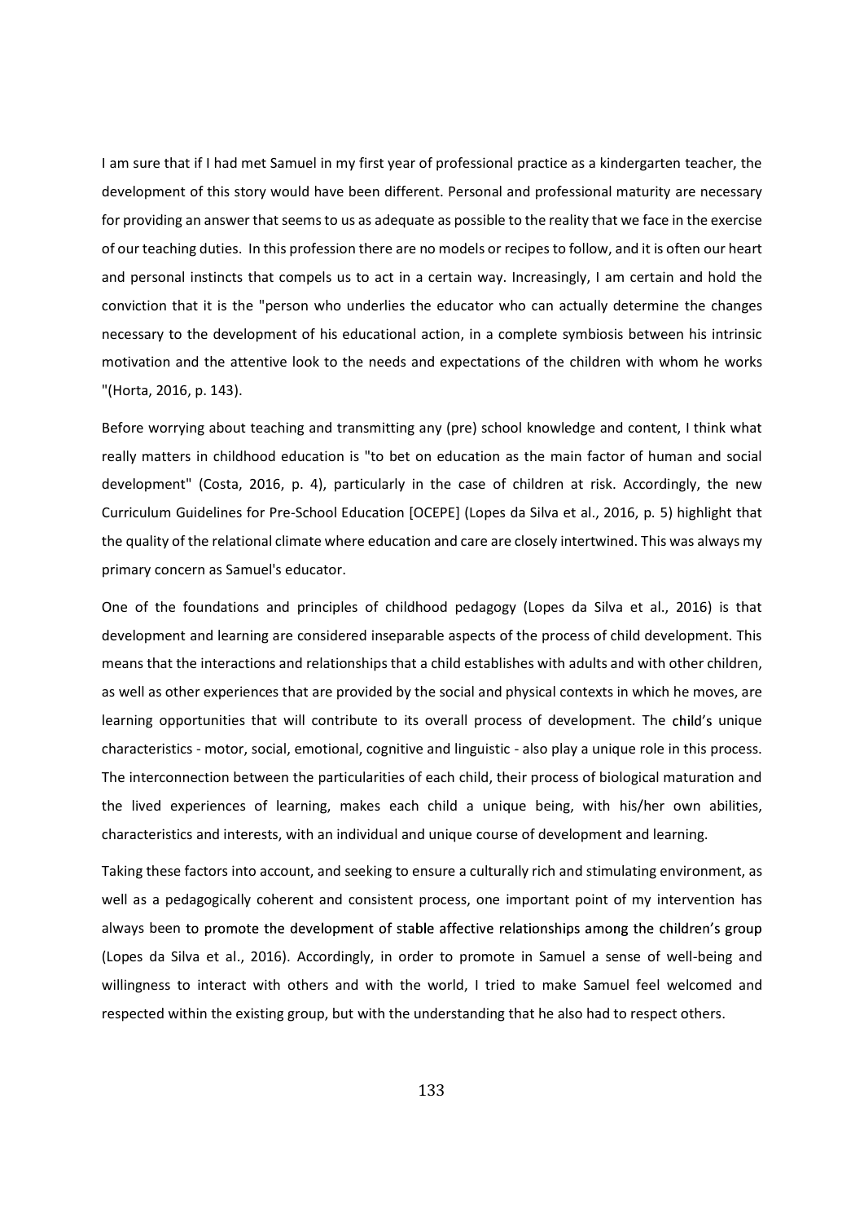I am sure that if I had met Samuel in my first year of professional practice as a kindergarten teacher, the development of this story would have been different. Personal and professional maturity are necessary for providing an answer that seems to us as adequate as possible to the reality that we face in the exercise of our teaching duties. In this profession there are no models or recipes to follow, and it is often our heart and personal instincts that compels us to act in a certain way. Increasingly, I am certain and hold the conviction that it is the "person who underlies the educator who can actually determine the changes necessary to the development of his educational action, in a complete symbiosis between his intrinsic motivation and the attentive look to the needs and expectations of the children with whom he works "(Horta, 2016, p. 143).

Before worrying about teaching and transmitting any (pre) school knowledge and content, I think what really matters in childhood education is "to bet on education as the main factor of human and social development" (Costa, 2016, p. 4), particularly in the case of children at risk. Accordingly, the new Curriculum Guidelines for Pre-School Education [OCEPE] (Lopes da Silva et al., 2016, p. 5) highlight that the quality of the relational climate where education and care are closely intertwined. This was always my primary concern as Samuel's educator.

One of the foundations and principles of childhood pedagogy (Lopes da Silva et al., 2016) is that development and learning are considered inseparable aspects of the process of child development. This means that the interactions and relationships that a child establishes with adults and with other children, as well as other experiences that are provided by the social and physical contexts in which he moves, are learning opportunities that will contribute to its overall process of development. The child's unique characteristics - motor, social, emotional, cognitive and linguistic - also play a unique role in this process. The interconnection between the particularities of each child, their process of biological maturation and the lived experiences of learning, makes each child a unique being, with his/her own abilities, characteristics and interests, with an individual and unique course of development and learning.

Taking these factors into account, and seeking to ensure a culturally rich and stimulating environment, as well as a pedagogically coherent and consistent process, one important point of my intervention has always been to promote the development of stable affective relationships among the children's group (Lopes da Silva et al., 2016). Accordingly, in order to promote in Samuel a sense of well-being and willingness to interact with others and with the world, I tried to make Samuel feel welcomed and respected within the existing group, but with the understanding that he also had to respect others.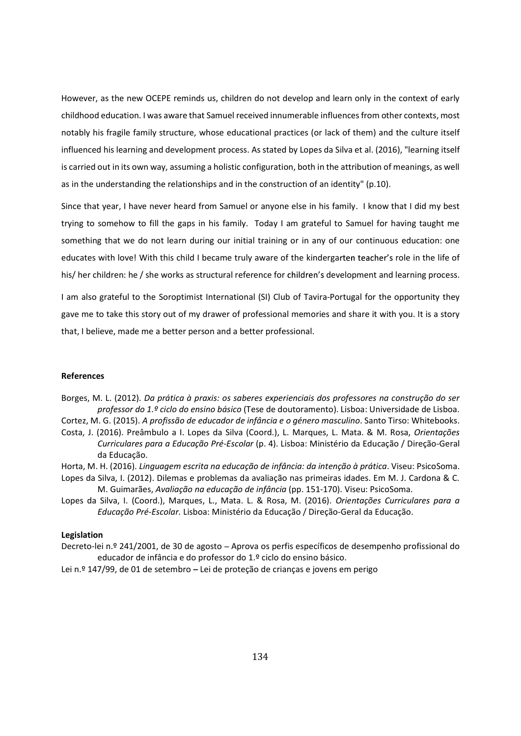However, as the new OCEPE reminds us, children do not develop and learn only in the context of early childhood education. I was aware that Samuel received innumerable influences from other contexts, most notably his fragile family structure, whose educational practices (or lack of them) and the culture itself influenced his learning and development process. As stated by Lopes da Silva et al. (2016), "learning itself is carried out in its own way, assuming a holistic configuration, both in the attribution of meanings, as well as in the understanding the relationships and in the construction of an identity" (p.10).

Since that year, I have never heard from Samuel or anyone else in his family. I know that I did my best trying to somehow to fill the gaps in his family. Today I am grateful to Samuel for having taught me something that we do not learn during our initial training or in any of our continuous education: one educates with love! With this child I became truly aware of the kindergarten teacher's role in the life of his/ her children: he / she works as structural reference for children's development and learning process.

I am also grateful to the Soroptimist International (SI) Club of Tavira-Portugal for the opportunity they gave me to take this story out of my drawer of professional memories and share it with you. It is a story that, I believe, made me a better person and a better professional.

**References**

Borges, M. L. (2012). *Da prática à praxis: os saberes experienciais dos professores na construção do ser professor do 1.º ciclo do ensino básico* (Tese de doutoramento). Lisboa: Universidade de Lisboa.

Cortez, M. G. (2015). *A profissão de educador de infância e o género masculino*. Santo Tirso: Whitebooks.

Costa, J. (2016). Preâmbulo a I. Lopes da Silva (Coord.), L. Marques, L. Mata. & M. Rosa, *Orientações Curriculares para a Educação Pré-Escolar* (p. 4). Lisboa: Ministério da Educação / Direção-Geral da Educação.

Horta, M. H. (2016). *Linguagem escrita na educação de infância: da intenção à prática*. Viseu: PsicoSoma.

Lopes da Silva, I. (2012). Dilemas e problemas da avaliação nas primeiras idades. Em M. J. Cardona & C. M. Guimarães, *Avaliação na educação de infância* (pp. 151-170). Viseu: PsicoSoma.

Lopes da Silva, I. (Coord.), Marques, L., Mata. L. & Rosa, M. (2016). *Orientações Curriculares para a Educação Pré-Escolar.* Lisboa: Ministério da Educação / Direção-Geral da Educação.

**Legislation**

Decreto-lei n.º 241/2001, de 30 de agosto – Aprova os perfis específicos de desempenho profissional do educador de infância e do professor do 1.º ciclo do ensino básico.

Lei n.º 147/99, de 01 de setembro – Lei de proteção de crianças e jovens em perigo